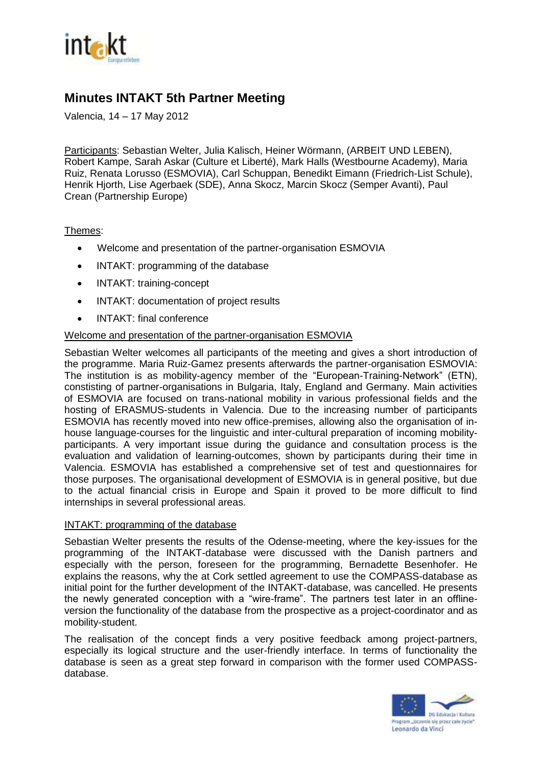# Minutes INTAKT 5th Partner Meeting

Valencia, 14 – 17 May 2012

Participants: Sebastian Welter, Julia Kalisch, Heiner Wörmann, (ARBEIT UND LEBEN), Robert Kampe, Sarah Askar (Culture et Liberté), Mark Halls (Westbourne Academy), Maria Ruiz, Renata Lorusso (ESMOVIA), Carl Schuppan, Benedikt Eimann (Friedrich-List Schule), Henrik Hjorth, Lise Agerbaek (SDE), Anna Skocz, Marcin Skocz (Semper Avanti), Paul Crean (Partnership Europe)

Themes:

- Welcome and presentation of the partner-organisation ESMOVIA
- INTAKT: programming of the database
- INTAKT: training-concept
- INTAKT: documentation of project results
- INTAKT: final conference

## Welcome and presentation of the partner-organisation ESMOVIA

Sebastian Welter welcomes all participants of the meeting and gives a short introduction of the programme. Maria Ruiz-Gamez presents afterwards the partner-organisation ESMOVIA: The institution is as mobility-agency member of the "European-Training-Network" (ETN), constisting of partner-organisations in Bulgaria, Italy, England and Germany. Main activities of ESMOVIA are focused on trans-national mobility in various professional fields and the hosting of ERASMUS-students in Valencia. Due to the increasing number of participants ESMOVIA has recently moved into new office-premises, allowing also the organisation of in-house language-courses for the linguistic and inter-cultural preparation of incoming mobility-participants. A very important issue during the guidance and consultation process is the evaluation and validation of learning-outcomes, shown by participants during their time in Valencia. ESMOVIA has established a comprehensive set of test and questionnaires for those purposes. The organisational development of ESMOVIA is in general positive, but due to the actual financial crisis in Europe and Spain it proved to be more difficult to find internships in several professional areas.

## INTAKT: programming of the database

Sebastian Welter presents the results of the Odense-meeting, where the key-issues for the programming of the INTAKT-database were discussed with the Danish partners and especially with the person, foreseen for the programming, Bernadette Besenhofer. He explains the reasons, why the at Cork settled agreement to use the COMPASS-database as initial point for the further development of the INTAKT-database, was cancelled. He presents the newly generated conception with a "wire-frame". The partners test later in an offline-version the functionality of the database from the prospective as a project-coordinator and as mobility-student.

The realisation of the concept finds a very positive feedback among project-partners, especially its logical structure and the user-friendly interface. In terms of functionality the database is seen as a great step forward in comparison with the former used COMPASS-database.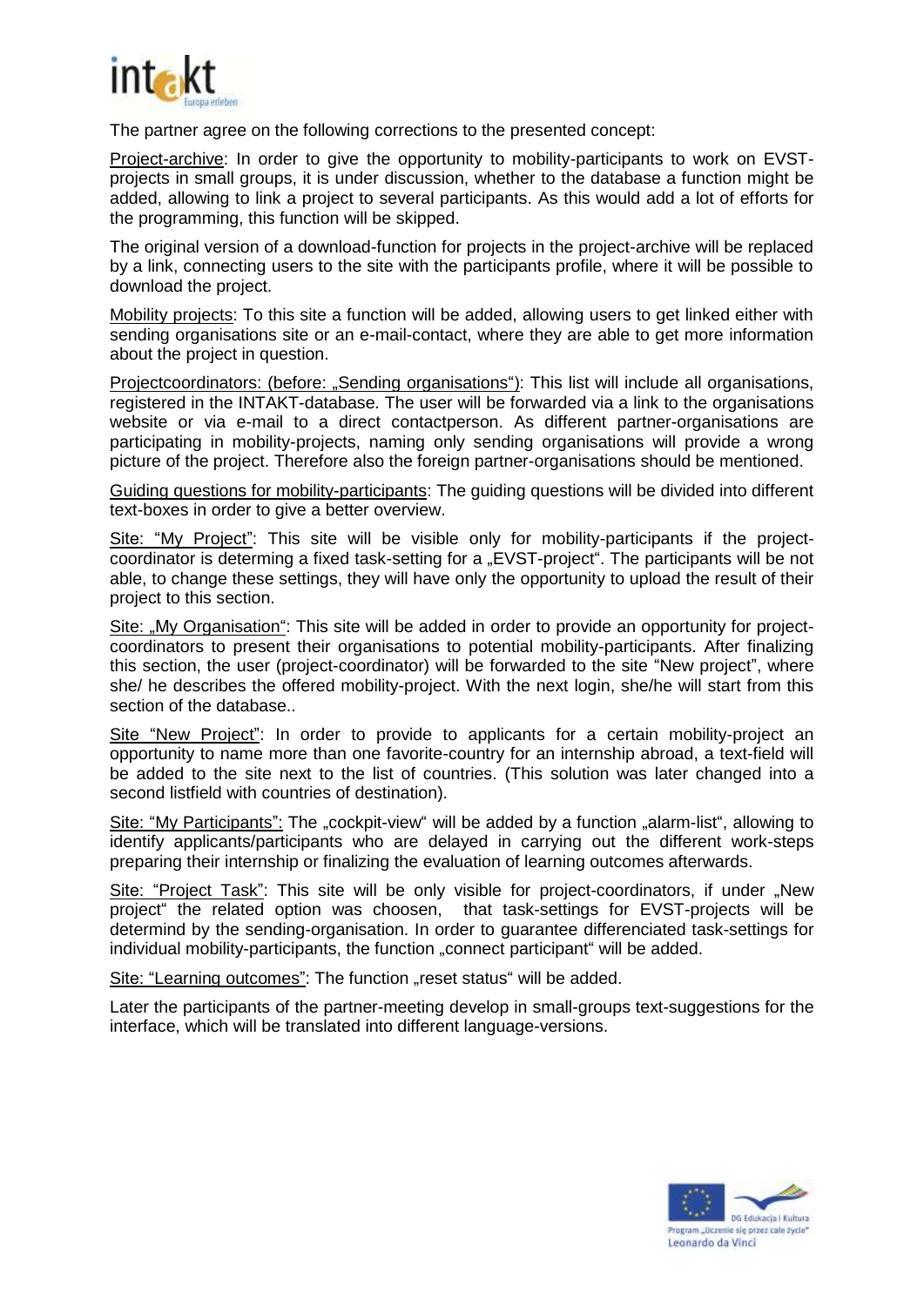The partner agree on the following corrections to the presented concept:

Project-archive: In order to give the opportunity to mobility-participants to work on EVST-projects in small groups, it is under discussion, whether to the database a function might be added, allowing to link a project to several participants. As this would add a lot of efforts for the programming, this function will be skipped.

The original version of a download-function for projects in the project-archive will be replaced by a link, connecting users to the site with the participants profile, where it will be possible to download the project.

Mobility projects: To this site a function will be added, allowing users to get linked either with sending organisations site or an e-mail-contact, where they are able to get more information about the project in question.

Projectcoordinators: (before: „Sending organisations"): This list will include all organisations, registered in the INTAKT-database. The user will be forwarded via a link to the organisations website or via e-mail to a direct contactperson. As different partner-organisations are participating in mobility-projects, naming only sending organisations will provide a wrong picture of the project. Therefore also the foreign partner-organisations should be mentioned.

Guiding questions for mobility-participants: The guiding questions will be divided into different text-boxes in order to give a better overview.

Site: "My Project": This site will be visible only for mobility-participants if the project-coordinator is determing a fixed task-setting for a „EVST-project". The participants will be not able, to change these settings, they will have only the opportunity to upload the result of their project to this section.

Site: „My Organisation": This site will be added in order to provide an opportunity for project-coordinators to present their organisations to potential mobility-participants. After finalizing this section, the user (project-coordinator) will be forwarded to the site "New project", where she/ he describes the offered mobility-project. With the next login, she/he will start from this section of the database..

Site "New Project": In order to provide to applicants for a certain mobility-project an opportunity to name more than one favorite-country for an internship abroad, a text-field will be added to the site next to the list of countries. (This solution was later changed into a second listfield with countries of destination).

Site: "My Participants": The „cockpit-view" will be added by a function „alarm-list", allowing to identify applicants/participants who are delayed in carrying out the different work-steps preparing their internship or finalizing the evaluation of learning outcomes afterwards.

Site: "Project Task": This site will be only visible for project-coordinators, if under „New project" the related option was choosen, that task-settings for EVST-projects will be determind by the sending-organisation. In order to guarantee differenciated task-settings for individual mobility-participants, the function „connect participant" will be added.

Site: "Learning outcomes": The function „reset status" will be added.

Later the participants of the partner-meeting develop in small-groups text-suggestions for the interface, which will be translated into different language-versions.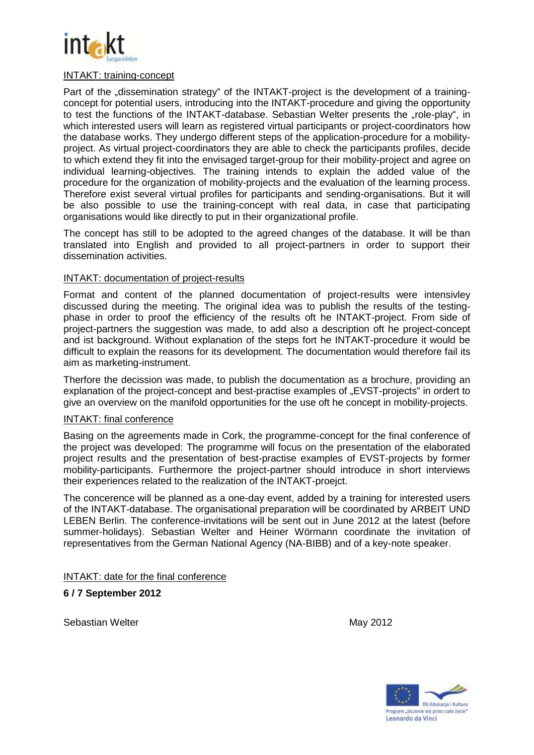INTAKT: training-concept

Part of the „dissemination strategy“ of the INTAKT-project is the development of a training-concept for potential users, introducing into the INTAKT-procedure and giving the opportunity to test the functions of the INTAKT-database. Sebastian Welter presents the „role-play“, in which interested users will learn as registered virtual participants or project-coordinators how the database works. They undergo different steps of the application-procedure for a mobility-project. As virtual project-coordinators they are able to check the participants profiles, decide to which extend they fit into the envisaged target-group for their mobility-project and agree on individual learning-objectives. The training intends to explain the added value of the procedure for the organization of mobility-projects and the evaluation of the learning process. Therefore exist several virtual profiles for participants and sending-organisations. But it will be also possible to use the training-concept with real data, in case that participating organisations would like directly to put in their organizational profile.

The concept has still to be adopted to the agreed changes of the database. It will be than translated into English and provided to all project-partners in order to support their dissemination activities.

INTAKT: documentation of project-results

Format and content of the planned documentation of project-results were intensivley discussed during the meeting. The original idea was to publish the results of the testing-phase in order to proof the efficiency of the results oft he INTAKT-project. From side of project-partners the suggestion was made, to add also a description oft he project-concept and ist background. Without explanation of the steps fort he INTAKT-procedure it would be difficult to explain the reasons for its development. The documentation would therefore fail its aim as marketing-instrument.

Therfore the decission was made, to publish the documentation as a brochure, providing an explanation of the project-concept and best-practise examples of „EVST-projects“ in ordert to give an overview on the manifold opportunities for the use oft he concept in mobility-projects.

INTAKT: final conference

Basing on the agreements made in Cork, the programme-concept for the final conference of the project was developed: The programme will focus on the presentation of the elaborated project results and the presentation of best-practise examples of EVST-projects by former mobility-participants. Furthermore the project-partner should introduce in short interviews their experiences related to the realization of the INTAKT-proejct.

The concerence will be planned as a one-day event, added by a training for interested users of the INTAKT-database. The organisational preparation will be coordinated by ARBEIT UND LEBEN Berlin. The conference-invitations will be sent out in June 2012 at the latest (before summer-holidays). Sebastian Welter and Heiner Wörmann coordinate the invitation of representatives from the German National Agency (NA-BIBB) and of a key-note speaker.

INTAKT: date for the final conference

**6 / 7 September 2012**

Sebastian Welter May 2012